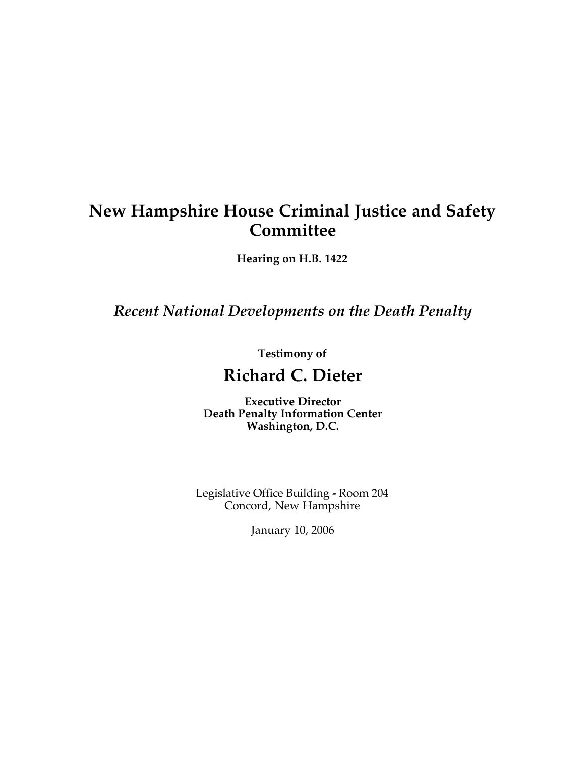# New Hampshire House Criminal Justice and Safety Committee

**Hearing on H.B. 1422**

## *Recent National Developments on the Death Penalty*

**Testimony of**

## Richard C. Dieter

**Executive Director**
**Death Penalty Information Center**
**Washington, D.C.**

Legislative Office Building **-** Room 204
Concord, New Hampshire

January 10, 2006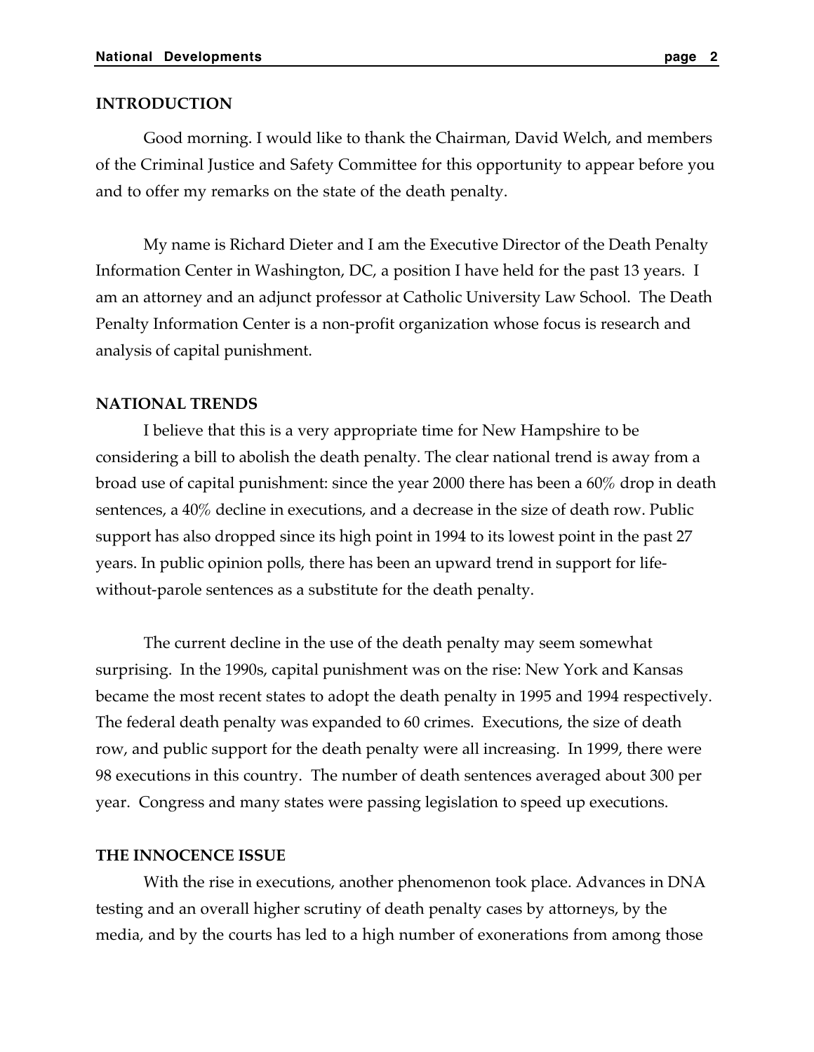## INTRODUCTION

Good morning. I would like to thank the Chairman, David Welch, and members of the Criminal Justice and Safety Committee for this opportunity to appear before you and to offer my remarks on the state of the death penalty.

My name is Richard Dieter and I am the Executive Director of the Death Penalty Information Center in Washington, DC, a position I have held for the past 13 years. I am an attorney and an adjunct professor at Catholic University Law School. The Death Penalty Information Center is a non-profit organization whose focus is research and analysis of capital punishment.

## NATIONAL TRENDS

I believe that this is a very appropriate time for New Hampshire to be considering a bill to abolish the death penalty. The clear national trend is away from a broad use of capital punishment: since the year 2000 there has been a 60% drop in death sentences, a 40% decline in executions, and a decrease in the size of death row. Public support has also dropped since its high point in 1994 to its lowest point in the past 27 years. In public opinion polls, there has been an upward trend in support for life-without-parole sentences as a substitute for the death penalty.

The current decline in the use of the death penalty may seem somewhat surprising. In the 1990s, capital punishment was on the rise: New York and Kansas became the most recent states to adopt the death penalty in 1995 and 1994 respectively. The federal death penalty was expanded to 60 crimes. Executions, the size of death row, and public support for the death penalty were all increasing. In 1999, there were 98 executions in this country. The number of death sentences averaged about 300 per year. Congress and many states were passing legislation to speed up executions.

## THE INNOCENCE ISSUE

With the rise in executions, another phenomenon took place. Advances in DNA testing and an overall higher scrutiny of death penalty cases by attorneys, by the media, and by the courts has led to a high number of exonerations from among those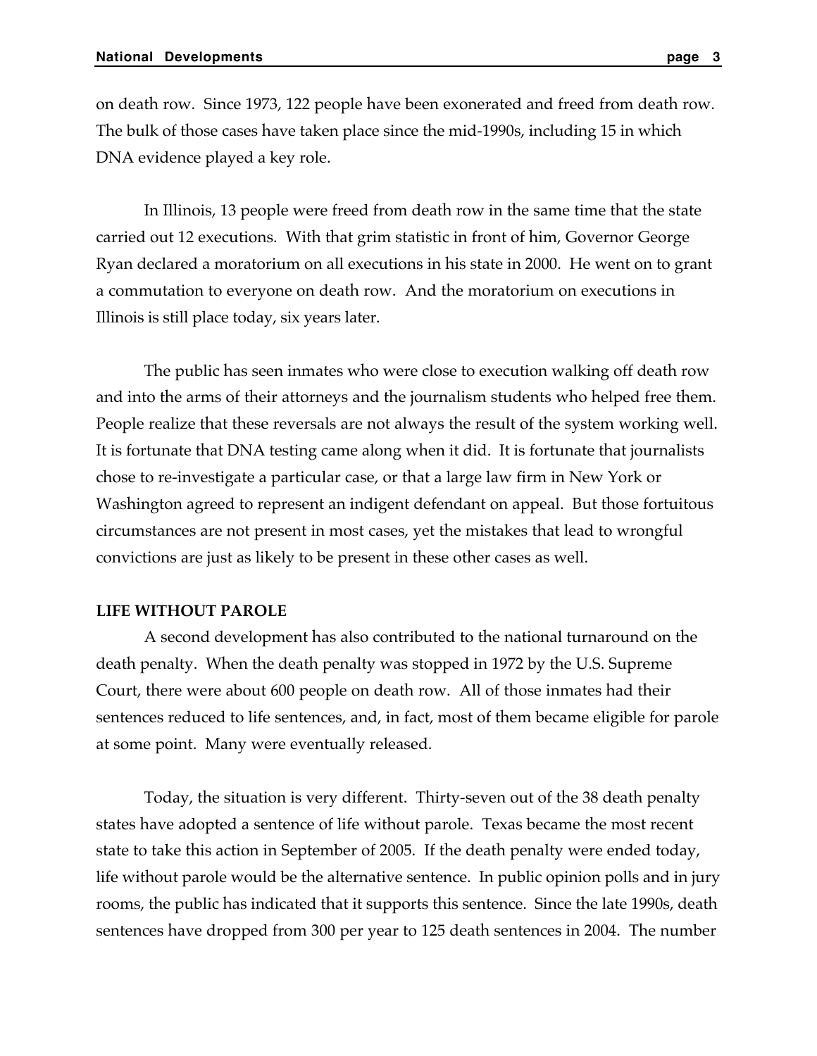on death row. Since 1973, 122 people have been exonerated and freed from death row. The bulk of those cases have taken place since the mid-1990s, including 15 in which DNA evidence played a key role.

In Illinois, 13 people were freed from death row in the same time that the state carried out 12 executions. With that grim statistic in front of him, Governor George Ryan declared a moratorium on all executions in his state in 2000. He went on to grant a commutation to everyone on death row. And the moratorium on executions in Illinois is still place today, six years later.

The public has seen inmates who were close to execution walking off death row and into the arms of their attorneys and the journalism students who helped free them. People realize that these reversals are not always the result of the system working well. It is fortunate that DNA testing came along when it did. It is fortunate that journalists chose to re-investigate a particular case, or that a large law firm in New York or Washington agreed to represent an indigent defendant on appeal. But those fortuitous circumstances are not present in most cases, yet the mistakes that lead to wrongful convictions are just as likely to be present in these other cases as well.

**LIFE WITHOUT PAROLE**

A second development has also contributed to the national turnaround on the death penalty. When the death penalty was stopped in 1972 by the U.S. Supreme Court, there were about 600 people on death row. All of those inmates had their sentences reduced to life sentences, and, in fact, most of them became eligible for parole at some point. Many were eventually released.

Today, the situation is very different. Thirty-seven out of the 38 death penalty states have adopted a sentence of life without parole. Texas became the most recent state to take this action in September of 2005. If the death penalty were ended today, life without parole would be the alternative sentence. In public opinion polls and in jury rooms, the public has indicated that it supports this sentence. Since the late 1990s, death sentences have dropped from 300 per year to 125 death sentences in 2004. The number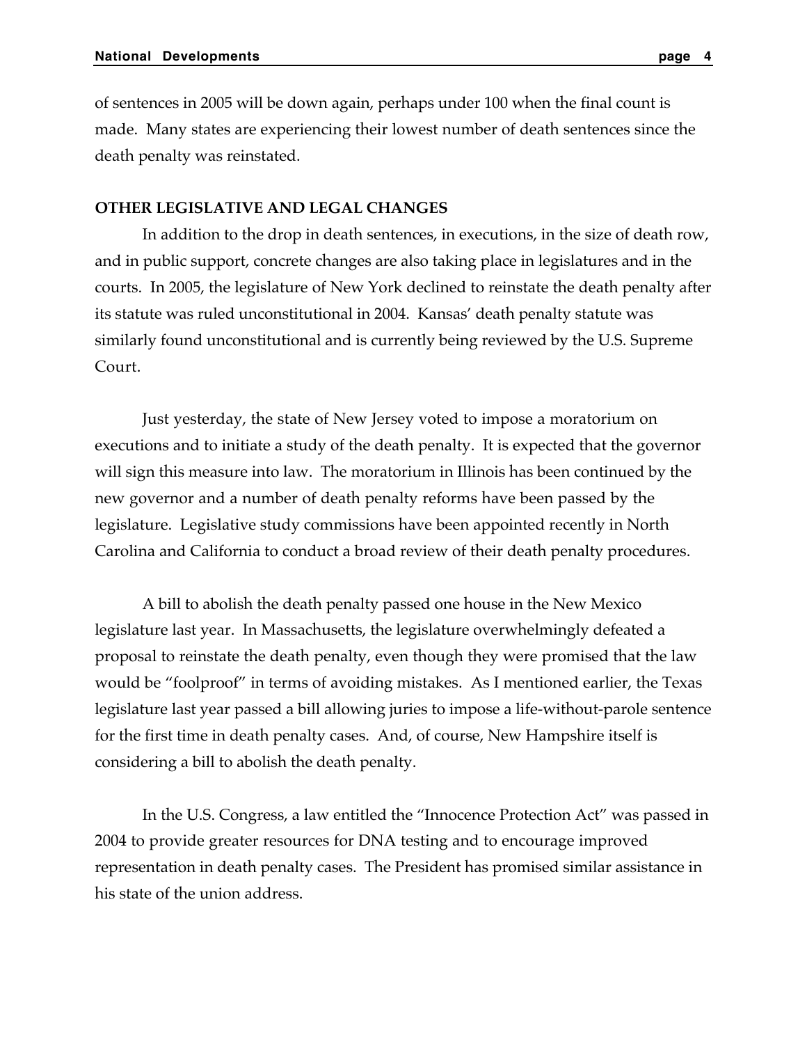of sentences in 2005 will be down again, perhaps under 100 when the final count is made. Many states are experiencing their lowest number of death sentences since the death penalty was reinstated.

### OTHER LEGISLATIVE AND LEGAL CHANGES

In addition to the drop in death sentences, in executions, in the size of death row, and in public support, concrete changes are also taking place in legislatures and in the courts. In 2005, the legislature of New York declined to reinstate the death penalty after its statute was ruled unconstitutional in 2004. Kansas' death penalty statute was similarly found unconstitutional and is currently being reviewed by the U.S. Supreme Court.

Just yesterday, the state of New Jersey voted to impose a moratorium on executions and to initiate a study of the death penalty. It is expected that the governor will sign this measure into law. The moratorium in Illinois has been continued by the new governor and a number of death penalty reforms have been passed by the legislature. Legislative study commissions have been appointed recently in North Carolina and California to conduct a broad review of their death penalty procedures.

A bill to abolish the death penalty passed one house in the New Mexico legislature last year. In Massachusetts, the legislature overwhelmingly defeated a proposal to reinstate the death penalty, even though they were promised that the law would be "foolproof" in terms of avoiding mistakes. As I mentioned earlier, the Texas legislature last year passed a bill allowing juries to impose a life-without-parole sentence for the first time in death penalty cases. And, of course, New Hampshire itself is considering a bill to abolish the death penalty.

In the U.S. Congress, a law entitled the "Innocence Protection Act" was passed in 2004 to provide greater resources for DNA testing and to encourage improved representation in death penalty cases. The President has promised similar assistance in his state of the union address.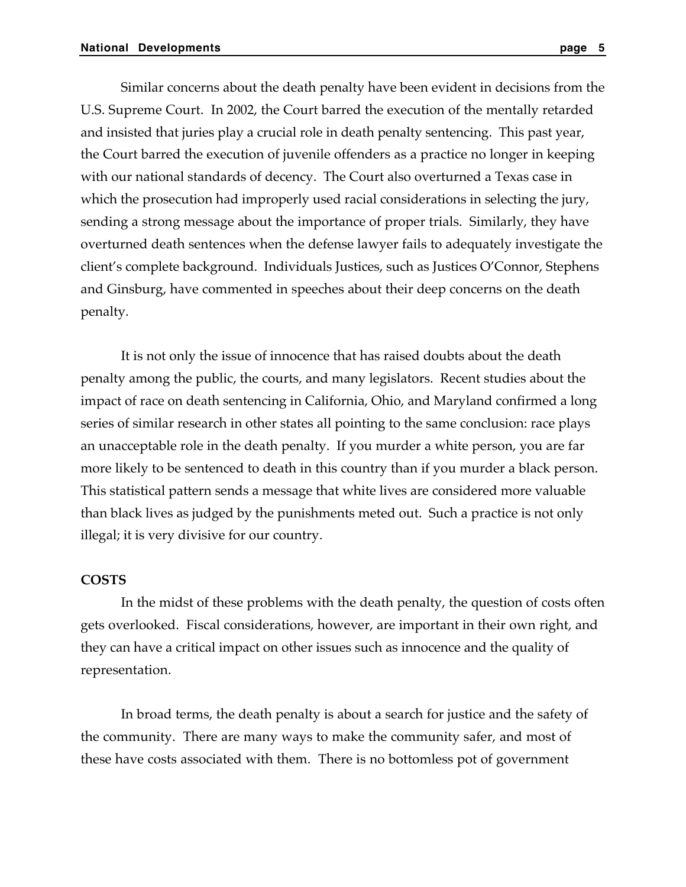Similar concerns about the death penalty have been evident in decisions from the U.S. Supreme Court. In 2002, the Court barred the execution of the mentally retarded and insisted that juries play a crucial role in death penalty sentencing. This past year, the Court barred the execution of juvenile offenders as a practice no longer in keeping with our national standards of decency. The Court also overturned a Texas case in which the prosecution had improperly used racial considerations in selecting the jury, sending a strong message about the importance of proper trials. Similarly, they have overturned death sentences when the defense lawyer fails to adequately investigate the client's complete background. Individuals Justices, such as Justices O'Connor, Stephens and Ginsburg, have commented in speeches about their deep concerns on the death penalty.

It is not only the issue of innocence that has raised doubts about the death penalty among the public, the courts, and many legislators. Recent studies about the impact of race on death sentencing in California, Ohio, and Maryland confirmed a long series of similar research in other states all pointing to the same conclusion: race plays an unacceptable role in the death penalty. If you murder a white person, you are far more likely to be sentenced to death in this country than if you murder a black person. This statistical pattern sends a message that white lives are considered more valuable than black lives as judged by the punishments meted out. Such a practice is not only illegal; it is very divisive for our country.

**COSTS**

In the midst of these problems with the death penalty, the question of costs often gets overlooked. Fiscal considerations, however, are important in their own right, and they can have a critical impact on other issues such as innocence and the quality of representation.

In broad terms, the death penalty is about a search for justice and the safety of the community. There are many ways to make the community safer, and most of these have costs associated with them. There is no bottomless pot of government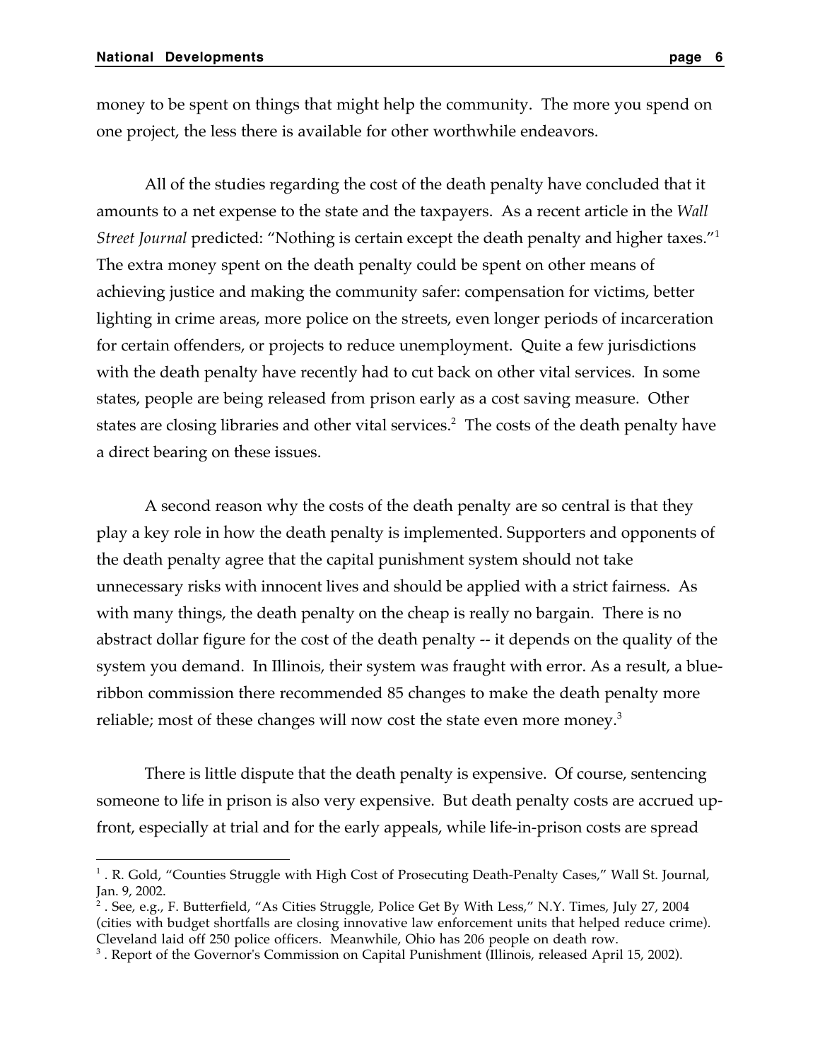money to be spent on things that might help the community. The more you spend on one project, the less there is available for other worthwhile endeavors.

All of the studies regarding the cost of the death penalty have concluded that it amounts to a net expense to the state and the taxpayers. As a recent article in the *Wall Street Journal* predicted: "Nothing is certain except the death penalty and higher taxes."[1] The extra money spent on the death penalty could be spent on other means of achieving justice and making the community safer: compensation for victims, better lighting in crime areas, more police on the streets, even longer periods of incarceration for certain offenders, or projects to reduce unemployment. Quite a few jurisdictions with the death penalty have recently had to cut back on other vital services. In some states, people are being released from prison early as a cost saving measure. Other states are closing libraries and other vital services.[2] The costs of the death penalty have a direct bearing on these issues.

A second reason why the costs of the death penalty are so central is that they play a key role in how the death penalty is implemented. Supporters and opponents of the death penalty agree that the capital punishment system should not take unnecessary risks with innocent lives and should be applied with a strict fairness. As with many things, the death penalty on the cheap is really no bargain. There is no abstract dollar figure for the cost of the death penalty -- it depends on the quality of the system you demand. In Illinois, their system was fraught with error. As a result, a blue-ribbon commission there recommended 85 changes to make the death penalty more reliable; most of these changes will now cost the state even more money.[3]

There is little dispute that the death penalty is expensive. Of course, sentencing someone to life in prison is also very expensive. But death penalty costs are accrued up-front, especially at trial and for the early appeals, while life-in-prison costs are spread

---

[1] . R. Gold, "Counties Struggle with High Cost of Prosecuting Death-Penalty Cases," Wall St. Journal, Jan. 9, 2002.

[2] . See, e.g., F. Butterfield, "As Cities Struggle, Police Get By With Less," N.Y. Times, July 27, 2004 (cities with budget shortfalls are closing innovative law enforcement units that helped reduce crime). Cleveland laid off 250 police officers. Meanwhile, Ohio has 206 people on death row.

[3] . Report of the Governor's Commission on Capital Punishment (Illinois, released April 15, 2002).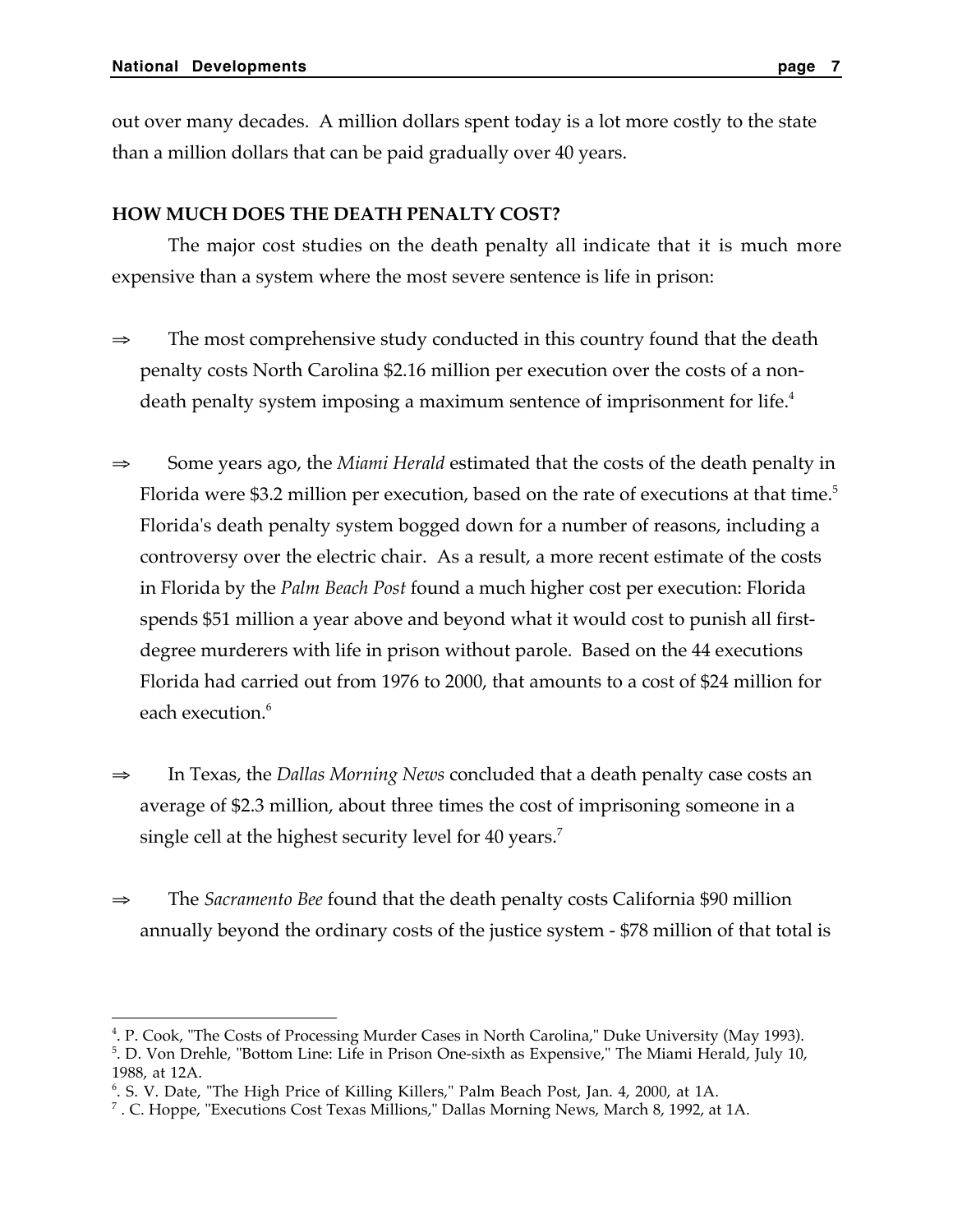out over many decades. A million dollars spent today is a lot more costly to the state than a million dollars that can be paid gradually over 40 years.

### HOW MUCH DOES THE DEATH PENALTY COST?

The major cost studies on the death penalty all indicate that it is much more expensive than a system where the most severe sentence is life in prison:

⇒ The most comprehensive study conducted in this country found that the death penalty costs North Carolina $2.16 million per execution over the costs of a non-death penalty system imposing a maximum sentence of imprisonment for life.[4]

⇒ Some years ago, the *Miami Herald* estimated that the costs of the death penalty in Florida were $3.2 million per execution, based on the rate of executions at that time.[5] Florida's death penalty system bogged down for a number of reasons, including a controversy over the electric chair. As a result, a more recent estimate of the costs in Florida by the *Palm Beach Post* found a much higher cost per execution: Florida spends $51 million a year above and beyond what it would cost to punish all first-degree murderers with life in prison without parole. Based on the 44 executions Florida had carried out from 1976 to 2000, that amounts to a cost of $24 million for each execution.[6]

⇒ In Texas, the *Dallas Morning News* concluded that a death penalty case costs an average of $2.3 million, about three times the cost of imprisoning someone in a single cell at the highest security level for 40 years.[7]

⇒ The *Sacramento Bee* found that the death penalty costs California $90 million annually beyond the ordinary costs of the justice system - $78 million of that total is

---

[4]. P. Cook, "The Costs of Processing Murder Cases in North Carolina," Duke University (May 1993).

[5]. D. Von Drehle, "Bottom Line: Life in Prison One-sixth as Expensive," The Miami Herald, July 10, 1988, at 12A.

[6]. S. V. Date, "The High Price of Killing Killers," Palm Beach Post, Jan. 4, 2000, at 1A.

[7]. C. Hoppe, "Executions Cost Texas Millions," Dallas Morning News, March 8, 1992, at 1A.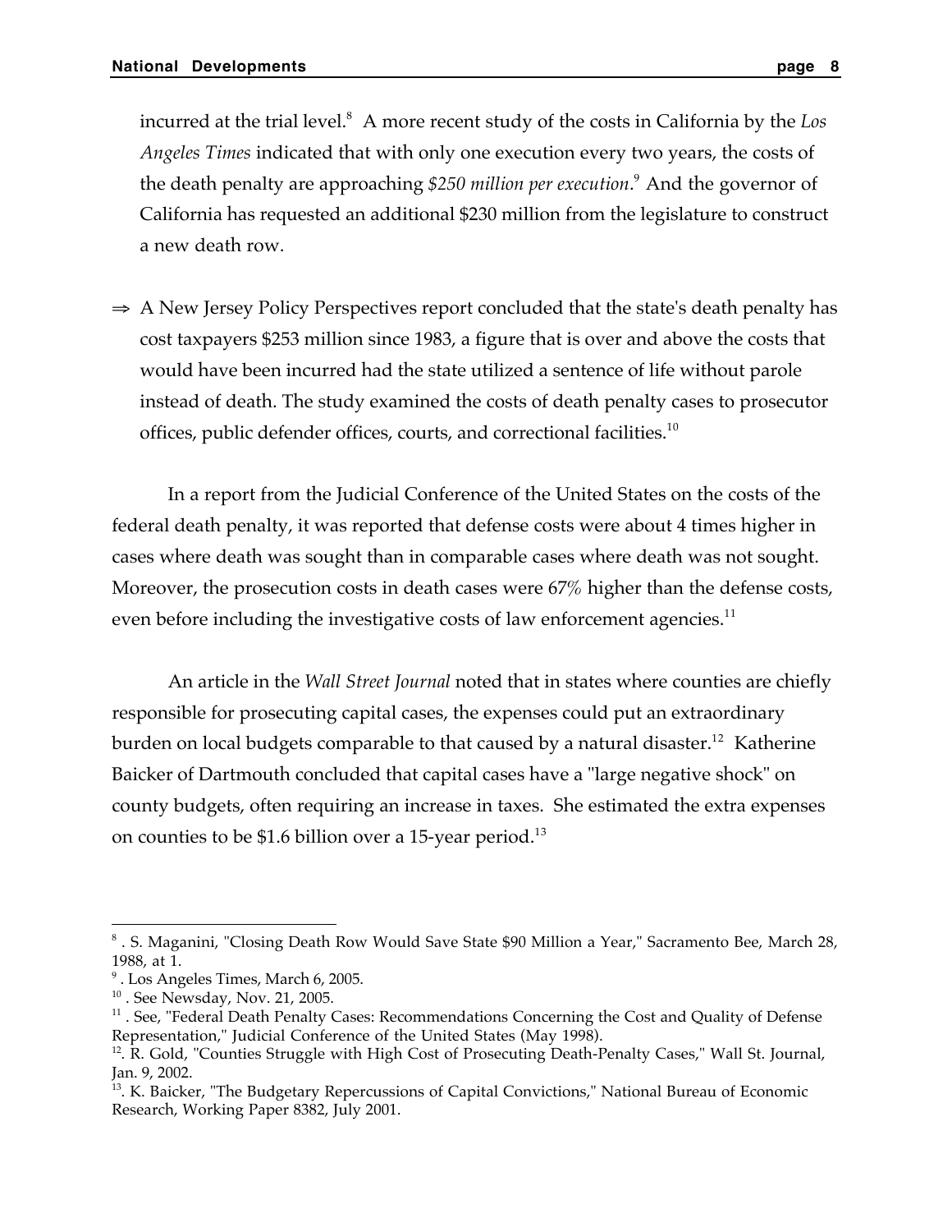incurred at the trial level.[8] A more recent study of the costs in California by the *Los Angeles Times* indicated that with only one execution every two years, the costs of the death penalty are approaching *$250 million per execution*.[9] And the governor of California has requested an additional $230 million from the legislature to construct a new death row.

⇒ A New Jersey Policy Perspectives report concluded that the state's death penalty has cost taxpayers $253 million since 1983, a figure that is over and above the costs that would have been incurred had the state utilized a sentence of life without parole instead of death. The study examined the costs of death penalty cases to prosecutor offices, public defender offices, courts, and correctional facilities.[10]

In a report from the Judicial Conference of the United States on the costs of the federal death penalty, it was reported that defense costs were about 4 times higher in cases where death was sought than in comparable cases where death was not sought. Moreover, the prosecution costs in death cases were 67% higher than the defense costs, even before including the investigative costs of law enforcement agencies.[11]

An article in the *Wall Street Journal* noted that in states where counties are chiefly responsible for prosecuting capital cases, the expenses could put an extraordinary burden on local budgets comparable to that caused by a natural disaster.[12] Katherine Baicker of Dartmouth concluded that capital cases have a "large negative shock" on county budgets, often requiring an increase in taxes. She estimated the extra expenses on counties to be $1.6 billion over a 15-year period.[13]

---

[8] . S. Maganini, "Closing Death Row Would Save State $90 Million a Year," Sacramento Bee, March 28, 1988, at 1.

[9] . Los Angeles Times, March 6, 2005.

[10] . See Newsday, Nov. 21, 2005.

[11] . See, "Federal Death Penalty Cases: Recommendations Concerning the Cost and Quality of Defense Representation," Judicial Conference of the United States (May 1998).

[12]. R. Gold, "Counties Struggle with High Cost of Prosecuting Death-Penalty Cases," Wall St. Journal, Jan. 9, 2002.

[13]. K. Baicker, "The Budgetary Repercussions of Capital Convictions," National Bureau of Economic Research, Working Paper 8382, July 2001.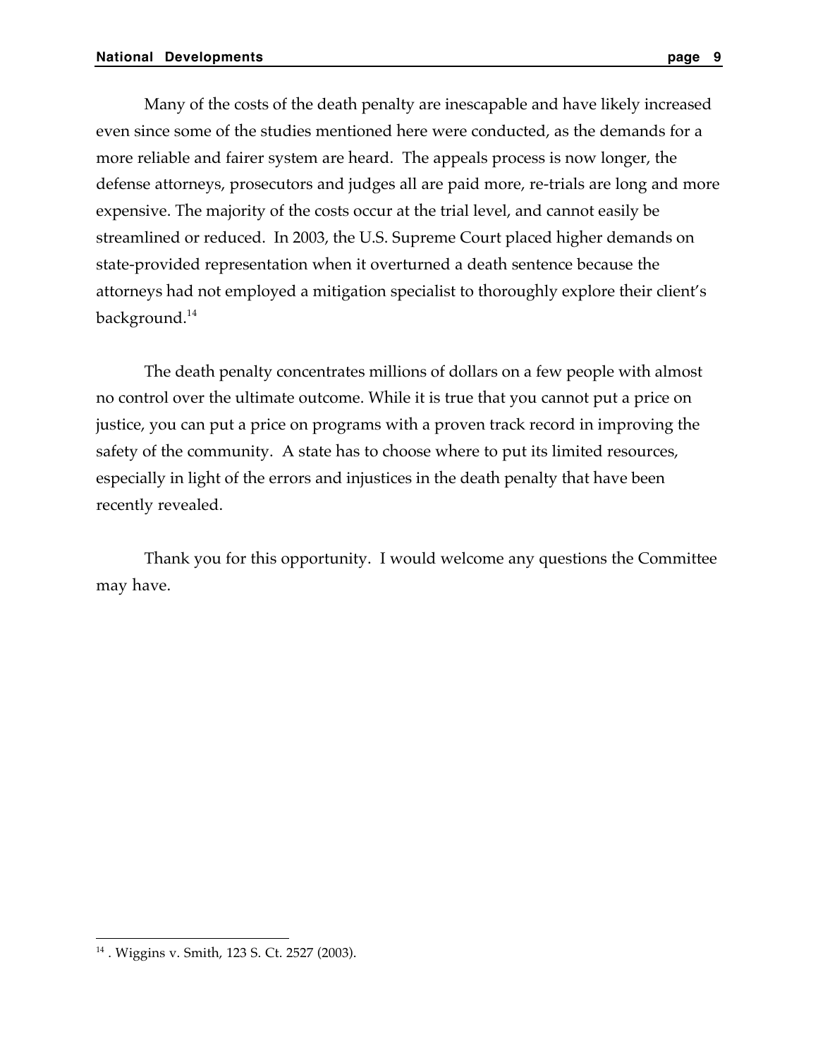Many of the costs of the death penalty are inescapable and have likely increased even since some of the studies mentioned here were conducted, as the demands for a more reliable and fairer system are heard. The appeals process is now longer, the defense attorneys, prosecutors and judges all are paid more, re-trials are long and more expensive. The majority of the costs occur at the trial level, and cannot easily be streamlined or reduced. In 2003, the U.S. Supreme Court placed higher demands on state-provided representation when it overturned a death sentence because the attorneys had not employed a mitigation specialist to thoroughly explore their client's background.[14]

The death penalty concentrates millions of dollars on a few people with almost no control over the ultimate outcome. While it is true that you cannot put a price on justice, you can put a price on programs with a proven track record in improving the safety of the community. A state has to choose where to put its limited resources, especially in light of the errors and injustices in the death penalty that have been recently revealed.

Thank you for this opportunity. I would welcome any questions the Committee may have.

---

[14] . Wiggins v. Smith, 123 S. Ct. 2527 (2003).